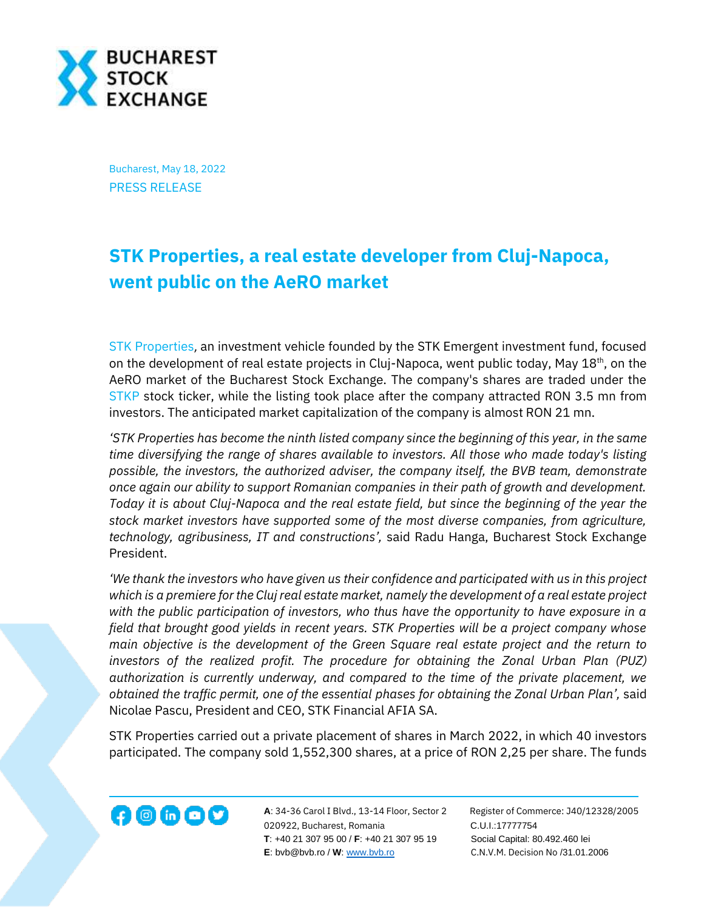Bucharest, May 18, 2022

PRESS RELEASE

# STK Properties, a real estate developer from Cluj-Napoca, went public on the AeRO market

STK Properties, an investment vehicle founded by the STK Emergent investment fund, focused on the development of real estate projects in Cluj-Napoca, went public today, May 18th, on the AeRO market of the Bucharest Stock Exchange. The company's shares are traded under the STKP stock ticker, while the listing took place after the company attracted RON 3.5 mn from investors. The anticipated market capitalization of the company is almost RON 21 mn.

*'STK Properties has become the ninth listed company since the beginning of this year, in the same time diversifying the range of shares available to investors. All those who made today's listing possible, the investors, the authorized adviser, the company itself, the BVB team, demonstrate once again our ability to support Romanian companies in their path of growth and development. Today it is about Cluj-Napoca and the real estate field, but since the beginning of the year the stock market investors have supported some of the most diverse companies, from agriculture, technology, agribusiness, IT and constructions',* said Radu Hanga, Bucharest Stock Exchange President.

*'We thank the investors who have given us their confidence and participated with us in this project which is a premiere for the Cluj real estate market, namely the development of a real estate project with the public participation of investors, who thus have the opportunity to have exposure in a field that brought good yields in recent years. STK Properties will be a project company whose main objective is the development of the Green Square real estate project and the return to investors of the realized profit. The procedure for obtaining the Zonal Urban Plan (PUZ) authorization is currently underway, and compared to the time of the private placement, we obtained the traffic permit, one of the essential phases for obtaining the Zonal Urban Plan',* said Nicolae Pascu, President and CEO, STK Financial AFIA SA.

STK Properties carried out a private placement of shares in March 2022, in which 40 investors participated. The company sold 1,552,300 shares, at a price of RON 2,25 per share. The funds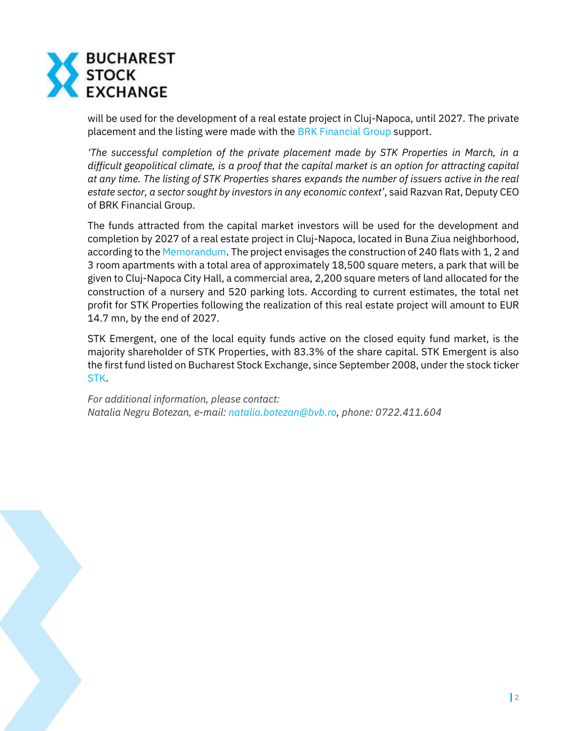will be used for the development of a real estate project in Cluj-Napoca, until 2027. The private placement and the listing were made with the BRK Financial Group support.

*'The successful completion of the private placement made by STK Properties in March, in a difficult geopolitical climate, is a proof that the capital market is an option for attracting capital at any time. The listing of STK Properties shares expands the number of issuers active in the real estate sector, a sector sought by investors in any economic context'*, said Razvan Rat, Deputy CEO of BRK Financial Group.

The funds attracted from the capital market investors will be used for the development and completion by 2027 of a real estate project in Cluj-Napoca, located in Buna Ziua neighborhood, according to the Memorandum. The project envisages the construction of 240 flats with 1, 2 and 3 room apartments with a total area of approximately 18,500 square meters, a park that will be given to Cluj-Napoca City Hall, a commercial area, 2,200 square meters of land allocated for the construction of a nursery and 520 parking lots. According to current estimates, the total net profit for STK Properties following the realization of this real estate project will amount to EUR 14.7 mn, by the end of 2027.

STK Emergent, one of the local equity funds active on the closed equity fund market, is the majority shareholder of STK Properties, with 83.3% of the share capital. STK Emergent is also the first fund listed on Bucharest Stock Exchange, since September 2008, under the stock ticker STK.

*For additional information, please contact:*
*Natalia Negru Botezan, e-mail: natalia.botezan@bvb.ro, phone: 0722.411.604*